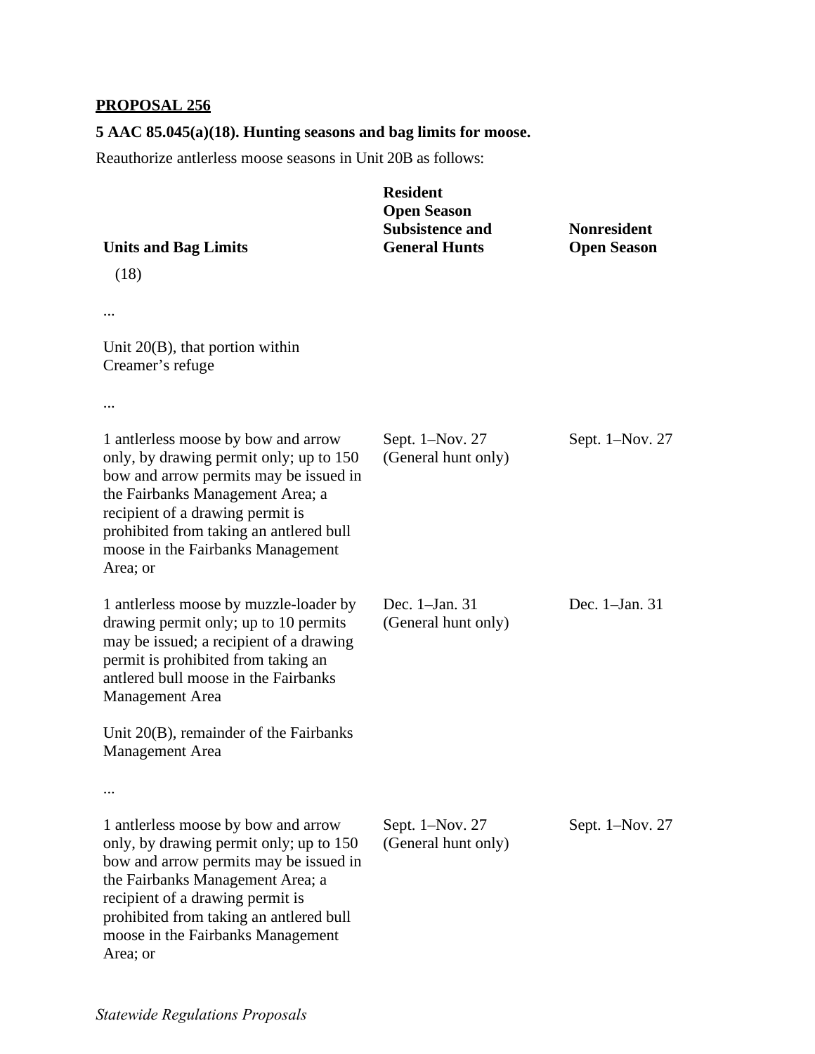**PROPOSAL 256**

**5 AAC 85.045(a)(18). Hunting seasons and bag limits for moose.**

Reauthorize antlerless moose seasons in Unit 20B as follows:

| Units and Bag Limits | Resident Open Season Subsistence and General Hunts | Nonresident Open Season |
|---|---|---|
| (18) | | |
| ... | | |
| Unit 20(B), that portion within Creamer's refuge | | |
| ... | | |
| 1 antlerless moose by bow and arrow only, by drawing permit only; up to 150 bow and arrow permits may be issued in the Fairbanks Management Area; a recipient of a drawing permit is prohibited from taking an antlered bull moose in the Fairbanks Management Area; or | Sept. 1–Nov. 27 (General hunt only) | Sept. 1–Nov. 27 |
| 1 antlerless moose by muzzle-loader by drawing permit only; up to 10 permits may be issued; a recipient of a drawing permit is prohibited from taking an antlered bull moose in the Fairbanks Management Area | Dec. 1–Jan. 31 (General hunt only) | Dec. 1–Jan. 31 |
| Unit 20(B), remainder of the Fairbanks Management Area | | |
| ... | | |
| 1 antlerless moose by bow and arrow only, by drawing permit only; up to 150 bow and arrow permits may be issued in the Fairbanks Management Area; a recipient of a drawing permit is prohibited from taking an antlered bull moose in the Fairbanks Management Area; or | Sept. 1–Nov. 27 (General hunt only) | Sept. 1–Nov. 27 |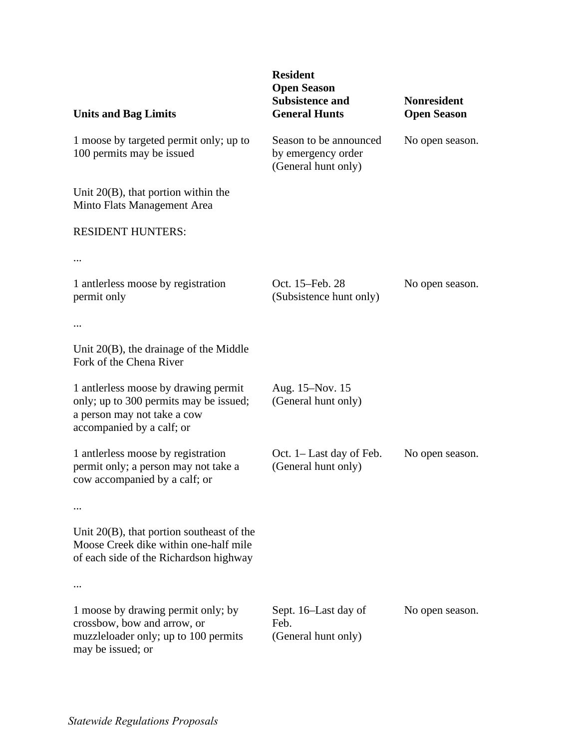| Units and Bag Limits | Resident Open Season Subsistence and General Hunts | Nonresident Open Season |
|---|---|---|
| 1 moose by targeted permit only; up to 100 permits may be issued | Season to be announced by emergency order (General hunt only) | No open season. |
| Unit 20(B), that portion within the Minto Flats Management Area | | |
| RESIDENT HUNTERS: | | |
| ... | | |
| 1 antlerless moose by registration permit only | Oct. 15–Feb. 28 (Subsistence hunt only) | No open season. |
| ... | | |
| Unit 20(B), the drainage of the Middle Fork of the Chena River | | |
| 1 antlerless moose by drawing permit only; up to 300 permits may be issued; a person may not take a cow accompanied by a calf; or | Aug. 15–Nov. 15 (General hunt only) | |
| 1 antlerless moose by registration permit only; a person may not take a cow accompanied by a calf; or | Oct. 1– Last day of Feb. (General hunt only) | No open season. |
| ... | | |
| Unit 20(B), that portion southeast of the Moose Creek dike within one-half mile of each side of the Richardson highway | | |
| ... | | |
| 1 moose by drawing permit only; by crossbow, bow and arrow, or muzzleloader only; up to 100 permits may be issued; or | Sept. 16–Last day of Feb. (General hunt only) | No open season. |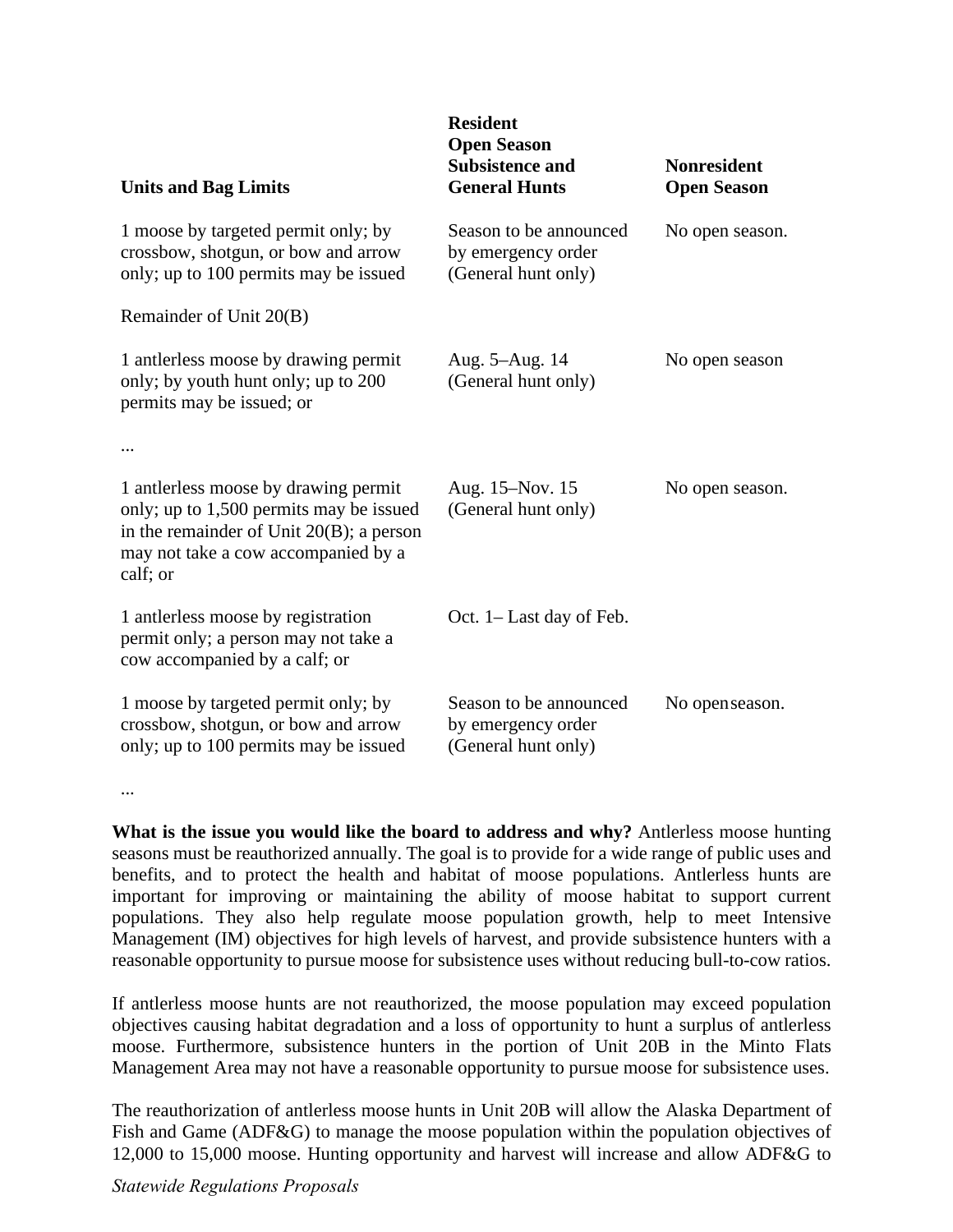| Units and Bag Limits | Resident Open Season Subsistence and General Hunts | Nonresident Open Season |
|---|---|---|
| 1 moose by targeted permit only; by crossbow, shotgun, or bow and arrow only; up to 100 permits may be issued | Season to be announced by emergency order (General hunt only) | No open season. |
| Remainder of Unit 20(B) | | |
| 1 antlerless moose by drawing permit only; by youth hunt only; up to 200 permits may be issued; or | Aug. 5–Aug. 14 (General hunt only) | No open season |
| ... | | |
| 1 antlerless moose by drawing permit only; up to 1,500 permits may be issued in the remainder of Unit 20(B); a person may not take a cow accompanied by a calf; or | Aug. 15–Nov. 15 (General hunt only) | No open season. |
| 1 antlerless moose by registration permit only; a person may not take a cow accompanied by a calf; or | Oct. 1– Last day of Feb. | |
| 1 moose by targeted permit only; by crossbow, shotgun, or bow and arrow only; up to 100 permits may be issued | Season to be announced by emergency order (General hunt only) | No open season. |

...

**What is the issue you would like the board to address and why?** Antlerless moose hunting seasons must be reauthorized annually. The goal is to provide for a wide range of public uses and benefits, and to protect the health and habitat of moose populations. Antlerless hunts are important for improving or maintaining the ability of moose habitat to support current populations. They also help regulate moose population growth, help to meet Intensive Management (IM) objectives for high levels of harvest, and provide subsistence hunters with a reasonable opportunity to pursue moose for subsistence uses without reducing bull-to-cow ratios.

If antlerless moose hunts are not reauthorized, the moose population may exceed population objectives causing habitat degradation and a loss of opportunity to hunt a surplus of antlerless moose. Furthermore, subsistence hunters in the portion of Unit 20B in the Minto Flats Management Area may not have a reasonable opportunity to pursue moose for subsistence uses.

The reauthorization of antlerless moose hunts in Unit 20B will allow the Alaska Department of Fish and Game (ADF&G) to manage the moose population within the population objectives of 12,000 to 15,000 moose. Hunting opportunity and harvest will increase and allow ADF&G to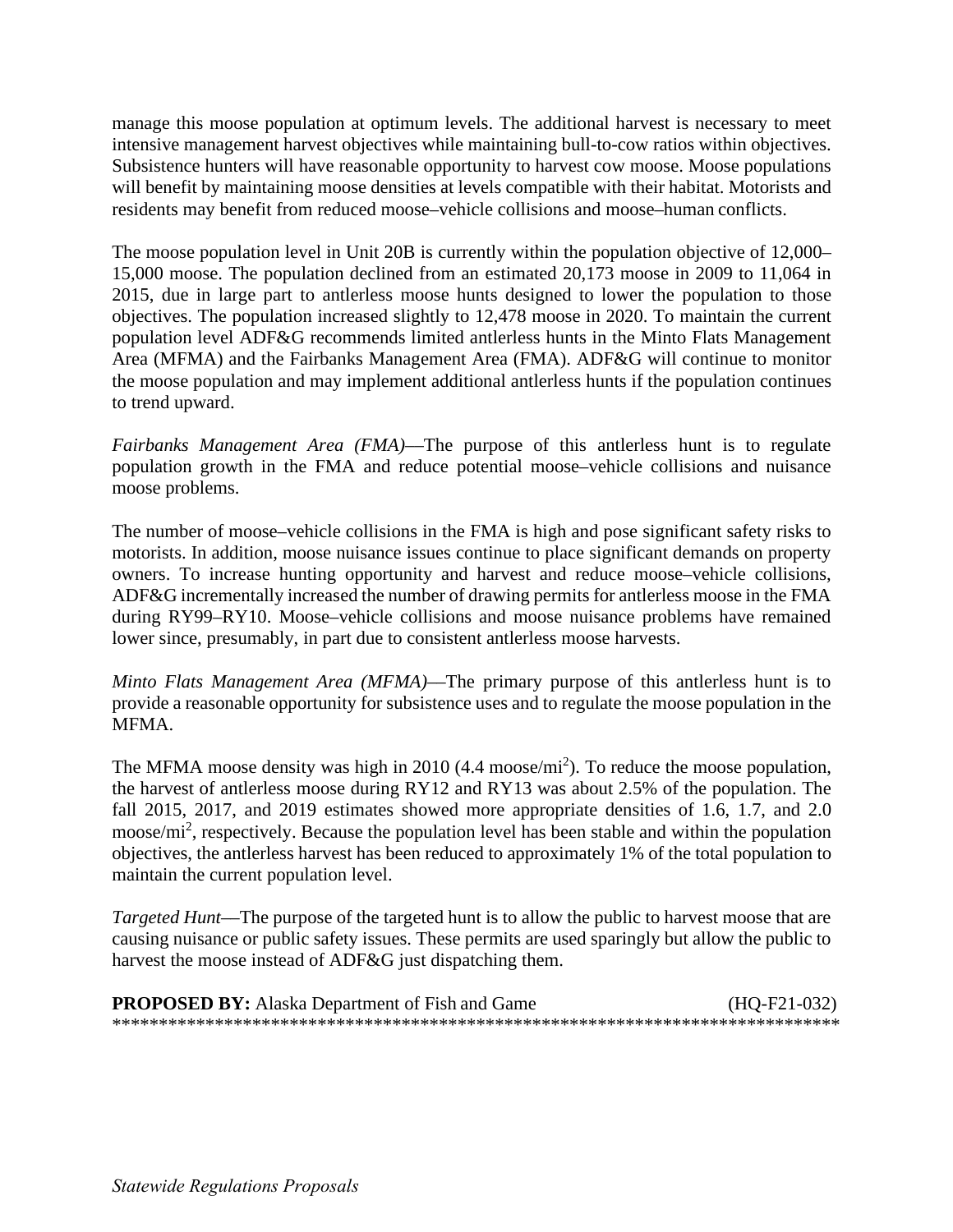manage this moose population at optimum levels. The additional harvest is necessary to meet intensive management harvest objectives while maintaining bull-to-cow ratios within objectives. Subsistence hunters will have reasonable opportunity to harvest cow moose. Moose populations will benefit by maintaining moose densities at levels compatible with their habitat. Motorists and residents may benefit from reduced moose–vehicle collisions and moose–human conflicts.

The moose population level in Unit 20B is currently within the population objective of 12,000–15,000 moose. The population declined from an estimated 20,173 moose in 2009 to 11,064 in 2015, due in large part to antlerless moose hunts designed to lower the population to those objectives. The population increased slightly to 12,478 moose in 2020. To maintain the current population level ADF&G recommends limited antlerless hunts in the Minto Flats Management Area (MFMA) and the Fairbanks Management Area (FMA). ADF&G will continue to monitor the moose population and may implement additional antlerless hunts if the population continues to trend upward.

*Fairbanks Management Area (FMA)*—The purpose of this antlerless hunt is to regulate population growth in the FMA and reduce potential moose–vehicle collisions and nuisance moose problems.

The number of moose–vehicle collisions in the FMA is high and pose significant safety risks to motorists. In addition, moose nuisance issues continue to place significant demands on property owners. To increase hunting opportunity and harvest and reduce moose–vehicle collisions, ADF&G incrementally increased the number of drawing permits for antlerless moose in the FMA during RY99–RY10. Moose–vehicle collisions and moose nuisance problems have remained lower since, presumably, in part due to consistent antlerless moose harvests.

*Minto Flats Management Area (MFMA)*—The primary purpose of this antlerless hunt is to provide a reasonable opportunity for subsistence uses and to regulate the moose population in the MFMA.

The MFMA moose density was high in 2010 (4.4 moose/mi$^2$). To reduce the moose population, the harvest of antlerless moose during RY12 and RY13 was about 2.5% of the population. The fall 2015, 2017, and 2019 estimates showed more appropriate densities of 1.6, 1.7, and 2.0 moose/mi$^2$, respectively. Because the population level has been stable and within the population objectives, the antlerless harvest has been reduced to approximately 1% of the total population to maintain the current population level.

*Targeted Hunt*—The purpose of the targeted hunt is to allow the public to harvest moose that are causing nuisance or public safety issues. These permits are used sparingly but allow the public to harvest the moose instead of ADF&G just dispatching them.

**PROPOSED BY:** Alaska Department of Fish and Game (HQ-F21-032)

******************************************************************************